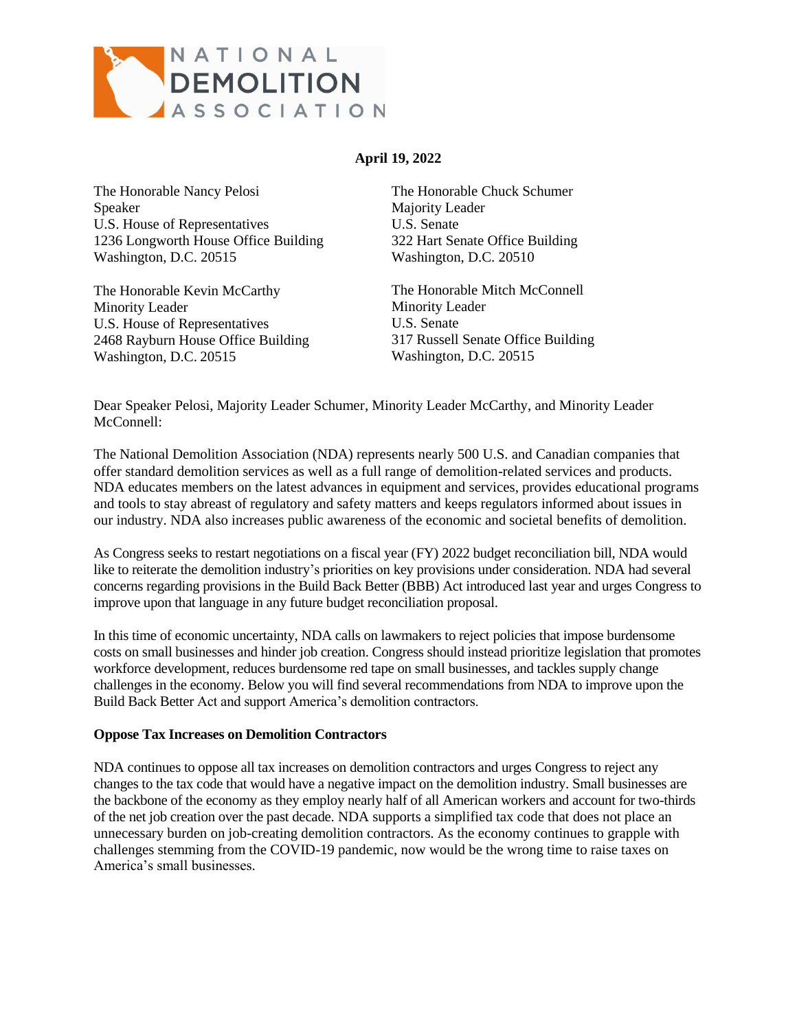NATIONAL DEMOLITION ASSOCIATION

**April 19, 2022**

The Honorable Nancy Pelosi
Speaker
U.S. House of Representatives
1236 Longworth House Office Building
Washington, D.C. 20515

The Honorable Chuck Schumer
Majority Leader
U.S. Senate
322 Hart Senate Office Building
Washington, D.C. 20510

The Honorable Kevin McCarthy
Minority Leader
U.S. House of Representatives
2468 Rayburn House Office Building
Washington, D.C. 20515

The Honorable Mitch McConnell
Minority Leader
U.S. Senate
317 Russell Senate Office Building
Washington, D.C. 20515

Dear Speaker Pelosi, Majority Leader Schumer, Minority Leader McCarthy, and Minority Leader McConnell:

The National Demolition Association (NDA) represents nearly 500 U.S. and Canadian companies that offer standard demolition services as well as a full range of demolition-related services and products. NDA educates members on the latest advances in equipment and services, provides educational programs and tools to stay abreast of regulatory and safety matters and keeps regulators informed about issues in our industry. NDA also increases public awareness of the economic and societal benefits of demolition.

As Congress seeks to restart negotiations on a fiscal year (FY) 2022 budget reconciliation bill, NDA would like to reiterate the demolition industry's priorities on key provisions under consideration. NDA had several concerns regarding provisions in the Build Back Better (BBB) Act introduced last year and urges Congress to improve upon that language in any future budget reconciliation proposal.

In this time of economic uncertainty, NDA calls on lawmakers to reject policies that impose burdensome costs on small businesses and hinder job creation. Congress should instead prioritize legislation that promotes workforce development, reduces burdensome red tape on small businesses, and tackles supply change challenges in the economy. Below you will find several recommendations from NDA to improve upon the Build Back Better Act and support America's demolition contractors.

**Oppose Tax Increases on Demolition Contractors**

NDA continues to oppose all tax increases on demolition contractors and urges Congress to reject any changes to the tax code that would have a negative impact on the demolition industry. Small businesses are the backbone of the economy as they employ nearly half of all American workers and account for two-thirds of the net job creation over the past decade. NDA supports a simplified tax code that does not place an unnecessary burden on job-creating demolition contractors. As the economy continues to grapple with challenges stemming from the COVID-19 pandemic, now would be the wrong time to raise taxes on America's small businesses.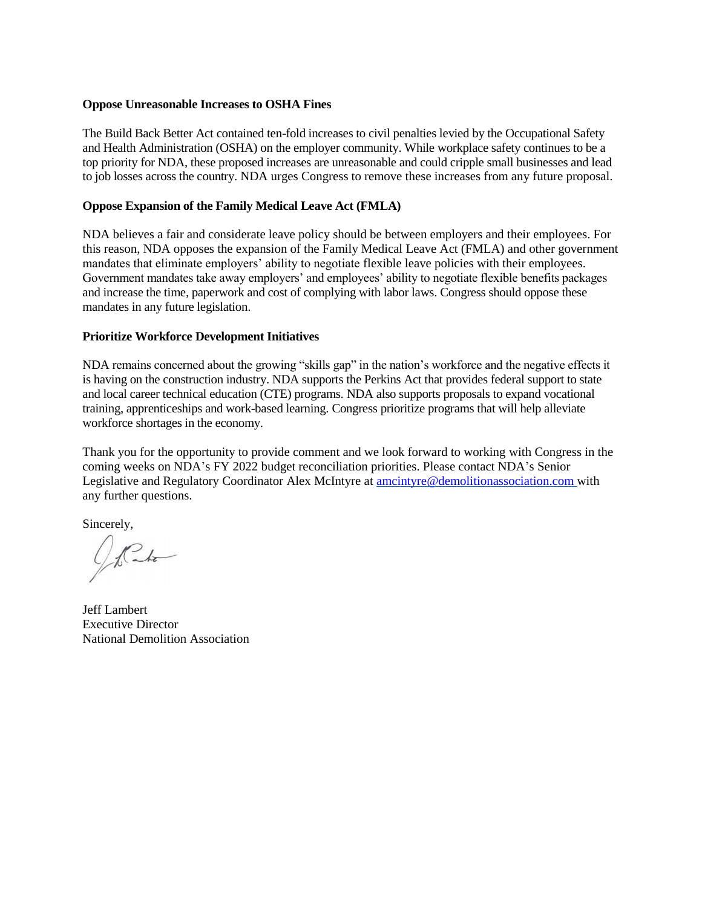**Oppose Unreasonable Increases to OSHA Fines**

The Build Back Better Act contained ten-fold increases to civil penalties levied by the Occupational Safety and Health Administration (OSHA) on the employer community. While workplace safety continues to be a top priority for NDA, these proposed increases are unreasonable and could cripple small businesses and lead to job losses across the country. NDA urges Congress to remove these increases from any future proposal.

**Oppose Expansion of the Family Medical Leave Act (FMLA)**

NDA believes a fair and considerate leave policy should be between employers and their employees. For this reason, NDA opposes the expansion of the Family Medical Leave Act (FMLA) and other government mandates that eliminate employers' ability to negotiate flexible leave policies with their employees. Government mandates take away employers' and employees' ability to negotiate flexible benefits packages and increase the time, paperwork and cost of complying with labor laws. Congress should oppose these mandates in any future legislation.

**Prioritize Workforce Development Initiatives**

NDA remains concerned about the growing "skills gap" in the nation's workforce and the negative effects it is having on the construction industry. NDA supports the Perkins Act that provides federal support to state and local career technical education (CTE) programs. NDA also supports proposals to expand vocational training, apprenticeships and work-based learning. Congress prioritize programs that will help alleviate workforce shortages in the economy.

Thank you for the opportunity to provide comment and we look forward to working with Congress in the coming weeks on NDA's FY 2022 budget reconciliation priorities. Please contact NDA's Senior Legislative and Regulatory Coordinator Alex McIntyre at amcintyre@demolitionassociation.com with any further questions.

Sincerely,

Jeff Lambert
Executive Director
National Demolition Association